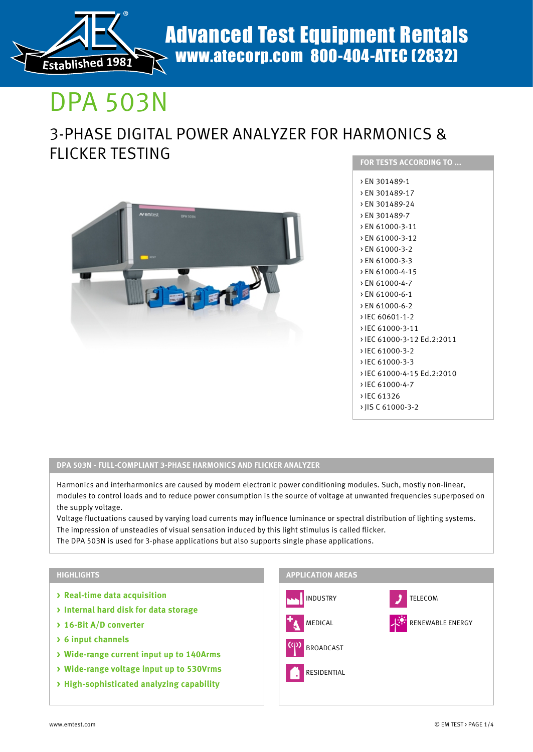Advanced Test Equipment Rentals
www.atecorp.com 800-404-ATEC (2832)

# DPA 503N

## 3-PHASE DIGITAL POWER ANALYZER FOR HARMONICS & FLICKER TESTING

### FOR TESTS ACCORDING TO ...

- EN 301489-1
- EN 301489-17
- EN 301489-24
- EN 301489-7
- EN 61000-3-11
- EN 61000-3-12
- EN 61000-3-2
- EN 61000-3-3
- EN 61000-4-15
- EN 61000-4-7
- EN 61000-6-1
- EN 61000-6-2
- IEC 60601-1-2
- IEC 61000-3-11
- IEC 61000-3-12 Ed.2:2011
- IEC 61000-3-2
- IEC 61000-3-3
- IEC 61000-4-15 Ed.2:2010
- IEC 61000-4-7
- IEC 61326
- JIS C 61000-3-2

### DPA 503N - FULL-COMPLIANT 3-PHASE HARMONICS AND FLICKER ANALYZER

Harmonics and interharmonics are caused by modern electronic power conditioning modules. Such, mostly non-linear, modules to control loads and to reduce power consumption is the source of voltage at unwanted frequencies superposed on the supply voltage.
Voltage fluctuations caused by varying load currents may influence luminance or spectral distribution of lighting systems. The impression of unsteadies of visual sensation induced by this light stimulus is called flicker.
The DPA 503N is used for 3-phase applications but also supports single phase applications.

### HIGHLIGHTS

- **Real-time data acquisition**
- **Internal hard disk for data storage**
- **16-Bit A/D converter**
- **6 input channels**
- **Wide-range current input up to 140Arms**
- **Wide-range voltage input up to 530Vrms**
- **High-sophisticated analyzing capability**

### APPLICATION AREAS

- INDUSTRY
- TELECOM
- MEDICAL
- RENEWABLE ENERGY
- BROADCAST
- RESIDENTIAL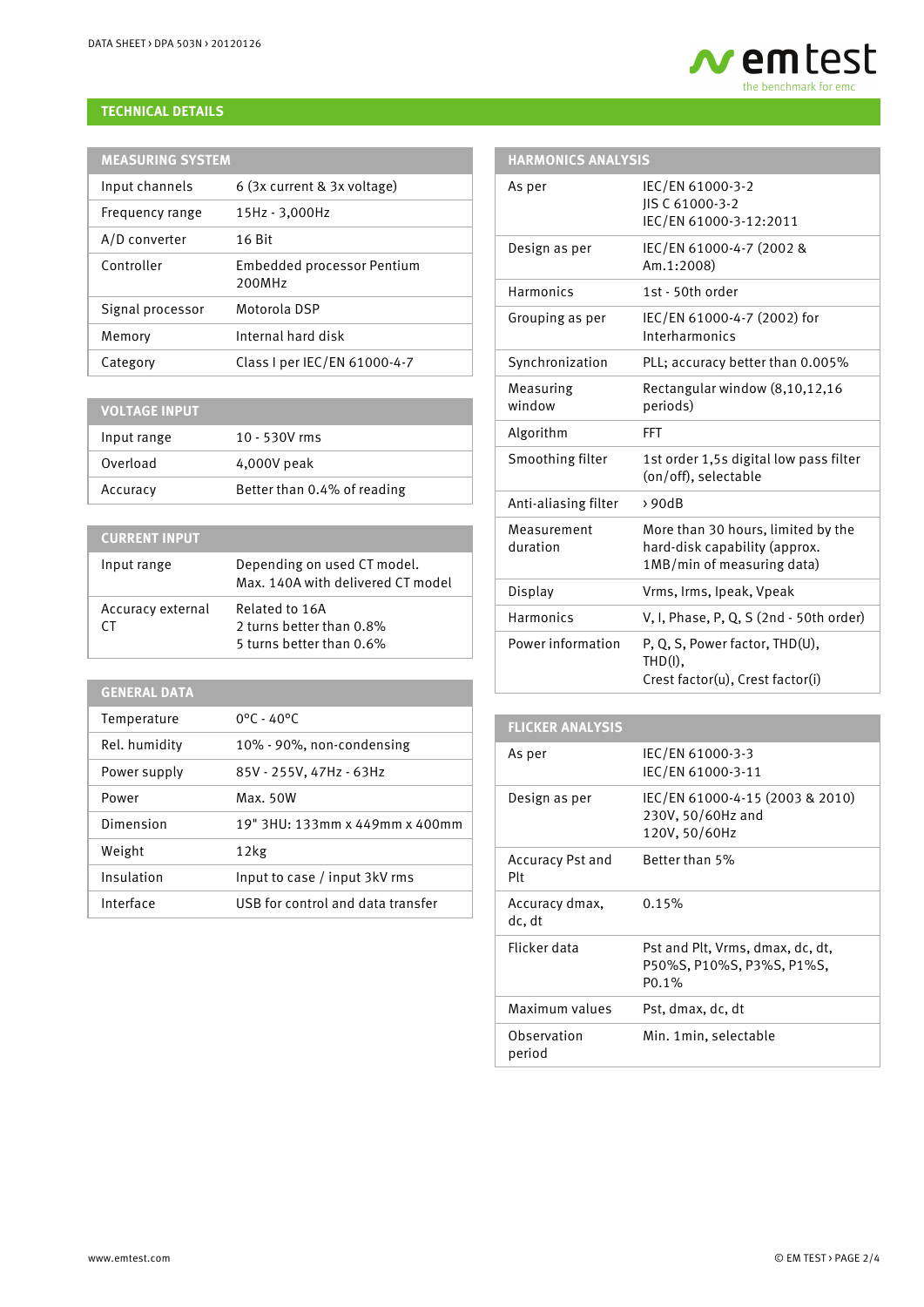## TECHNICAL DETAILS

### MEASURING SYSTEM

| | |
|---|---|
| Input channels | 6 (3x current & 3x voltage) |
| Frequency range | 15Hz - 3,000Hz |
| A/D converter | 16 Bit |
| Controller | Embedded processor Pentium 200MHz |
| Signal processor | Motorola DSP |
| Memory | Internal hard disk |
| Category | Class I per IEC/EN 61000-4-7 |

### VOLTAGE INPUT

| | |
|---|---|
| Input range | 10 - 530V rms |
| Overload | 4,000V peak |
| Accuracy | Better than 0.4% of reading |

### CURRENT INPUT

| | |
|---|---|
| Input range | Depending on used CT model.<br>Max. 140A with delivered CT model |
| Accuracy external CT | Related to 16A<br>2 turns better than 0.8%<br>5 turns better than 0.6% |

### GENERAL DATA

| | |
|---|---|
| Temperature | 0°C - 40°C |
| Rel. humidity | 10% - 90%, non-condensing |
| Power supply | 85V - 255V, 47Hz - 63Hz |
| Power | Max. 50W |
| Dimension | 19" 3HU: 133mm x 449mm x 400mm |
| Weight | 12kg |
| Insulation | Input to case / input 3kV rms |
| Interface | USB for control and data transfer |

### HARMONICS ANALYSIS

| | |
|---|---|
| As per | IEC/EN 61000-3-2<br>JIS C 61000-3-2<br>IEC/EN 61000-3-12:2011 |
| Design as per | IEC/EN 61000-4-7 (2002 & Am.1:2008) |
| Harmonics | 1st - 50th order |
| Grouping as per | IEC/EN 61000-4-7 (2002) for Interharmonics |
| Synchronization | PLL; accuracy better than 0.005% |
| Measuring window | Rectangular window (8,10,12,16 periods) |
| Algorithm | FFT |
| Smoothing filter | 1st order 1,5s digital low pass filter (on/off), selectable |
| Anti-aliasing filter | › 90dB |
| Measurement duration | More than 30 hours, limited by the hard-disk capability (approx. 1MB/min of measuring data) |
| Display | Vrms, Irms, Ipeak, Vpeak |
| Harmonics | V, I, Phase, P, Q, S (2nd - 50th order) |
| Power information | P, Q, S, Power factor, THD(U), THD(I),<br>Crest factor(u), Crest factor(i) |

### FLICKER ANALYSIS

| | |
|---|---|
| As per | IEC/EN 61000-3-3<br>IEC/EN 61000-3-11 |
| Design as per | IEC/EN 61000-4-15 (2003 & 2010)<br>230V, 50/60Hz and<br>120V, 50/60Hz |
| Accuracy Pst and Plt | Better than 5% |
| Accuracy dmax, dc, dt | 0.15% |
| Flicker data | Pst and Plt, Vrms, dmax, dc, dt, P50%S, P10%S, P3%S, P1%S, P0.1% |
| Maximum values | Pst, dmax, dc, dt |
| Observation period | Min. 1min, selectable |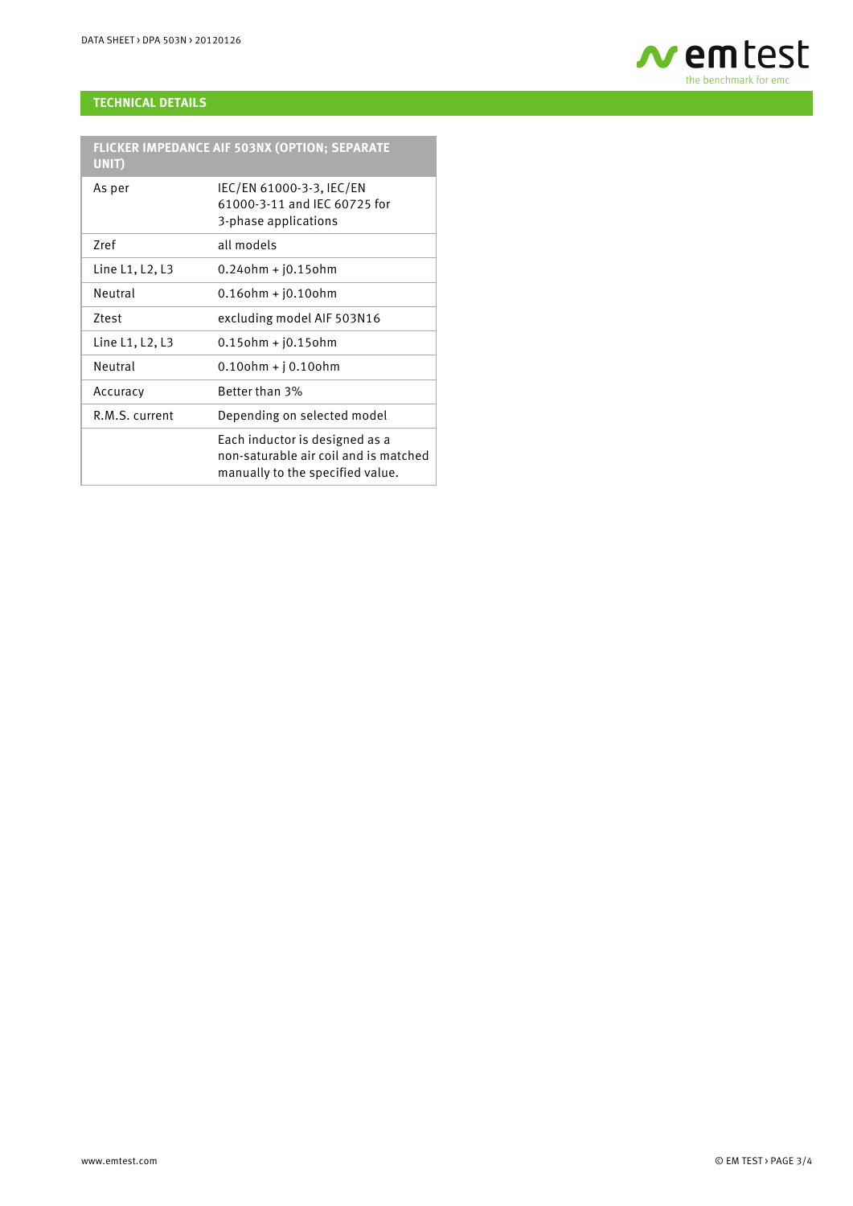## TECHNICAL DETAILS

| FLICKER IMPEDANCE AIF 503NX (OPTION; SEPARATE UNIT) | |
|---|---|
| As per | IEC/EN 61000-3-3, IEC/EN 61000-3-11 and IEC 60725 for 3-phase applications |
| Zref | all models |
| Line L1, L2, L3 | 0.24ohm + j0.15ohm |
| Neutral | 0.16ohm + j0.10ohm |
| Ztest | excluding model AIF 503N16 |
| Line L1, L2, L3 | 0.15ohm + j0.15ohm |
| Neutral | 0.10ohm + j 0.10ohm |
| Accuracy | Better than 3% |
| R.M.S. current | Depending on selected model |
| | Each inductor is designed as a non-saturable air coil and is matched manually to the specified value. |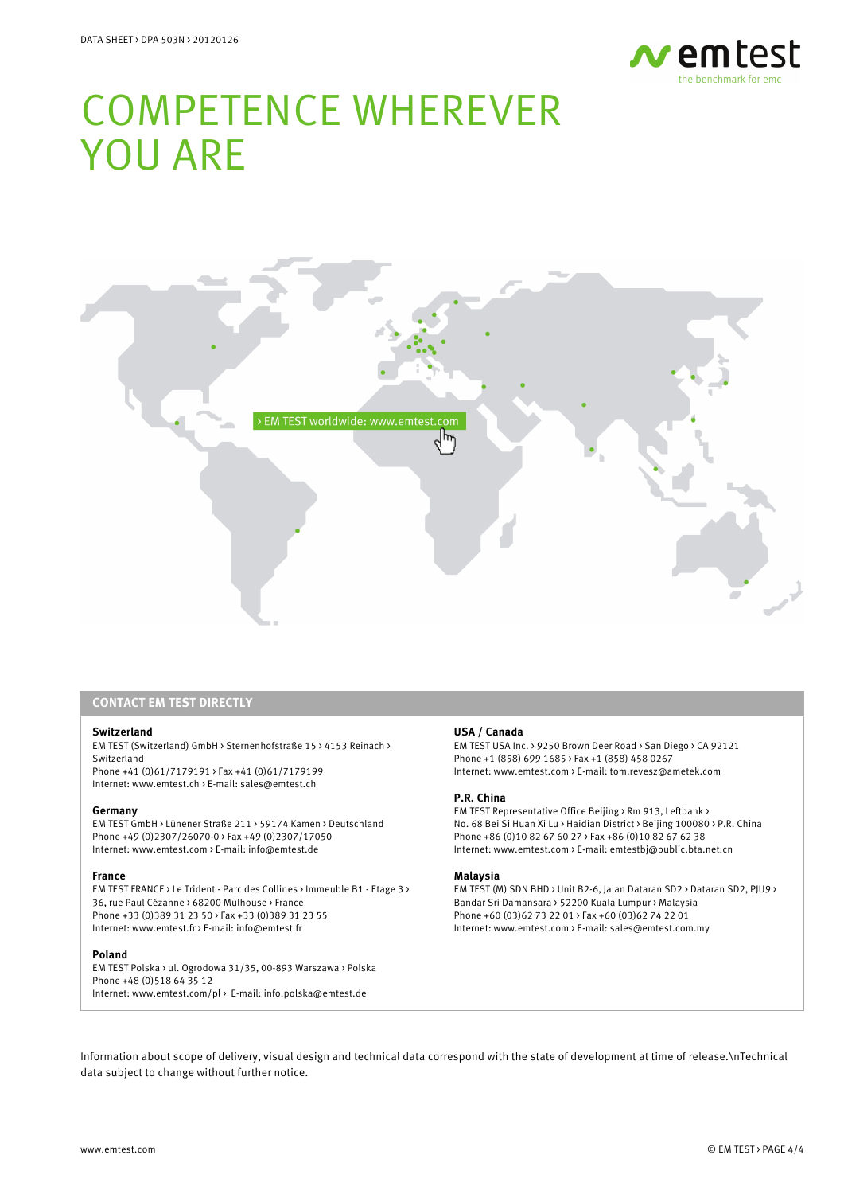# COMPETENCE WHEREVER YOU ARE

› EM TEST worldwide: www.emtest.com

## CONTACT EM TEST DIRECTLY

**Switzerland**
EM TEST (Switzerland) GmbH › Sternenhofstraße 15 › 4153 Reinach › Switzerland
Phone +41 (0)61/7179191 › Fax +41 (0)61/7179199
Internet: www.emtest.ch › E-mail: sales@emtest.ch

**Germany**
EM TEST GmbH › Lünener Straße 211 › 59174 Kamen › Deutschland
Phone +49 (0)2307/26070-0 › Fax +49 (0)2307/17050
Internet: www.emtest.com › E-mail: info@emtest.de

**France**
EM TEST FRANCE › Le Trident - Parc des Collines › Immeuble B1 - Etage 3 › 36, rue Paul Cézanne › 68200 Mulhouse › France
Phone +33 (0)389 31 23 50 › Fax +33 (0)389 31 23 55
Internet: www.emtest.fr › E-mail: info@emtest.fr

**Poland**
EM TEST Polska › ul. Ogrodowa 31/35, 00-893 Warszawa › Polska
Phone +48 (0)518 64 35 12
Internet: www.emtest.com/pl › E-mail: info.polska@emtest.de

**USA / Canada**
EM TEST USA Inc. › 9250 Brown Deer Road › San Diego › CA 92121
Phone +1 (858) 699 1685 › Fax +1 (858) 458 0267
Internet: www.emtest.com › E-mail: tom.revesz@ametek.com

**P.R. China**
EM TEST Representative Office Beijing › Rm 913, Leftbank › No. 68 Bei Si Huan Xi Lu › Haidian District › Beijing 100080 › P.R. China
Phone +86 (0)10 82 67 60 27 › Fax +86 (0)10 82 67 62 38
Internet: www.emtest.com › E-mail: emtestbj@public.bta.net.cn

**Malaysia**
EM TEST (M) SDN BHD › Unit B2-6, Jalan Dataran SD2 › Dataran SD2, PJU9 › Bandar Sri Damansara › 52200 Kuala Lumpur › Malaysia
Phone +60 (03)62 73 22 01 › Fax +60 (03)62 74 22 01
Internet: www.emtest.com › E-mail: sales@emtest.com.my

Information about scope of delivery, visual design and technical data correspond with the state of development at time of release.\nTechnical data subject to change without further notice.